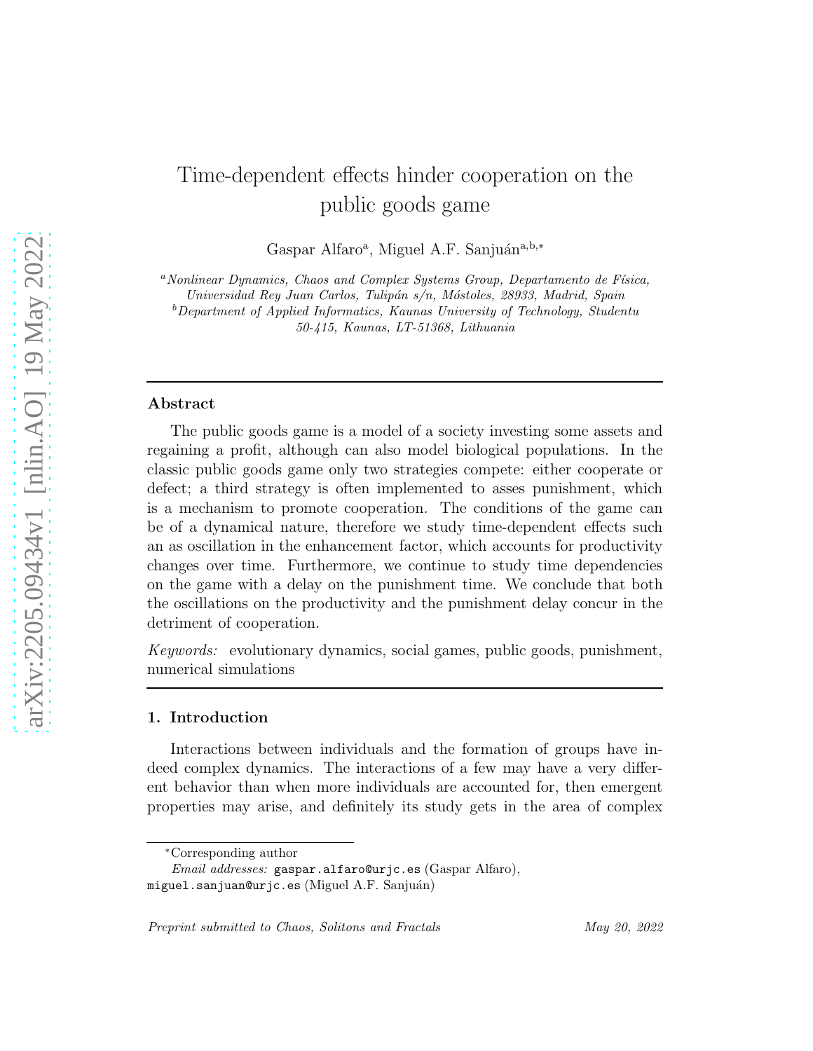# Time-dependent effects hinder cooperation on the public goods game

Gaspar Alfaro[a], Miguel A.F. Sanjuán[a,b,*]

[a]*Nonlinear Dynamics, Chaos and Complex Systems Group, Departamento de Física, Universidad Rey Juan Carlos, Tulipán s/n, Móstoles, 28933, Madrid, Spain*
[b]*Department of Applied Informatics, Kaunas University of Technology, Studentu 50-415, Kaunas, LT-51368, Lithuania*

---

## Abstract

The public goods game is a model of a society investing some assets and regaining a profit, although can also model biological populations. In the classic public goods game only two strategies compete: either cooperate or defect; a third strategy is often implemented to asses punishment, which is a mechanism to promote cooperation. The conditions of the game can be of a dynamical nature, therefore we study time-dependent effects such an as oscillation in the enhancement factor, which accounts for productivity changes over time. Furthermore, we continue to study time dependencies on the game with a delay on the punishment time. We conclude that both the oscillations on the productivity and the punishment delay concur in the detriment of cooperation.

*Keywords:* evolutionary dynamics, social games, public goods, punishment, numerical simulations

---

## 1. Introduction

Interactions between individuals and the formation of groups have indeed complex dynamics. The interactions of a few may have a very different behavior than when more individuals are accounted for, then emergent properties may arise, and definitely its study gets in the area of complex

---

*Corresponding author

*Email addresses:* gaspar.alfaro@urjc.es (Gaspar Alfaro), miguel.sanjuan@urjc.es (Miguel A.F. Sanjuán)

*Preprint submitted to Chaos, Solitons and Fractals* May 20, 2022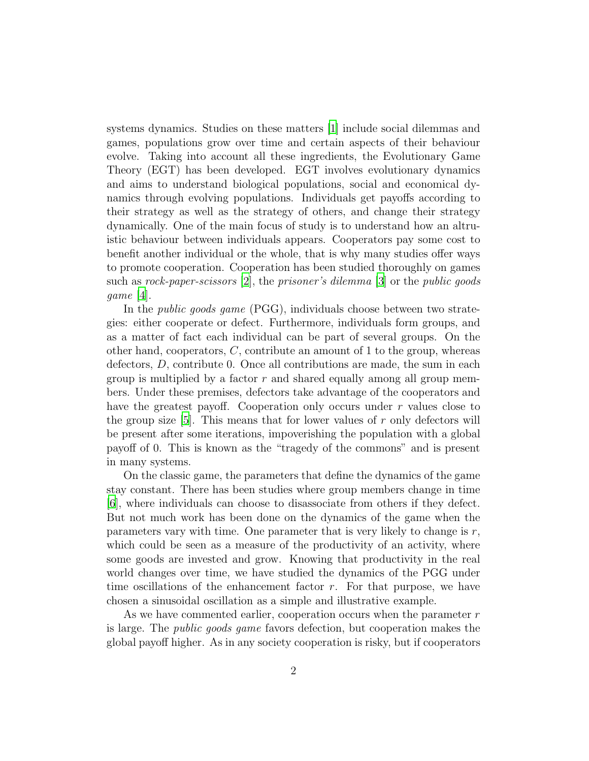systems dynamics. Studies on these matters [1] include social dilemmas and games, populations grow over time and certain aspects of their behaviour evolve. Taking into account all these ingredients, the Evolutionary Game Theory (EGT) has been developed. EGT involves evolutionary dynamics and aims to understand biological populations, social and economical dynamics through evolving populations. Individuals get payoffs according to their strategy as well as the strategy of others, and change their strategy dynamically. One of the main focus of study is to understand how an altruistic behaviour between individuals appears. Cooperators pay some cost to benefit another individual or the whole, that is why many studies offer ways to promote cooperation. Cooperation has been studied thoroughly on games such as *rock-paper-scissors* [2], the *prisoner's dilemma* [3] or the *public goods game* [4].

In the *public goods game* (PGG), individuals choose between two strategies: either cooperate or defect. Furthermore, individuals form groups, and as a matter of fact each individual can be part of several groups. On the other hand, cooperators, $C$, contribute an amount of 1 to the group, whereas defectors, $D$, contribute 0. Once all contributions are made, the sum in each group is multiplied by a factor $r$ and shared equally among all group members. Under these premises, defectors take advantage of the cooperators and have the greatest payoff. Cooperation only occurs under $r$ values close to the group size [5]. This means that for lower values of $r$ only defectors will be present after some iterations, impoverishing the population with a global payoff of 0. This is known as the "tragedy of the commons" and is present in many systems.

On the classic game, the parameters that define the dynamics of the game stay constant. There has been studies where group members change in time [6], where individuals can choose to disassociate from others if they defect. But not much work has been done on the dynamics of the game when the parameters vary with time. One parameter that is very likely to change is $r$, which could be seen as a measure of the productivity of an activity, where some goods are invested and grow. Knowing that productivity in the real world changes over time, we have studied the dynamics of the PGG under time oscillations of the enhancement factor $r$. For that purpose, we have chosen a sinusoidal oscillation as a simple and illustrative example.

As we have commented earlier, cooperation occurs when the parameter $r$ is large. The *public goods game* favors defection, but cooperation makes the global payoff higher. As in any society cooperation is risky, but if cooperators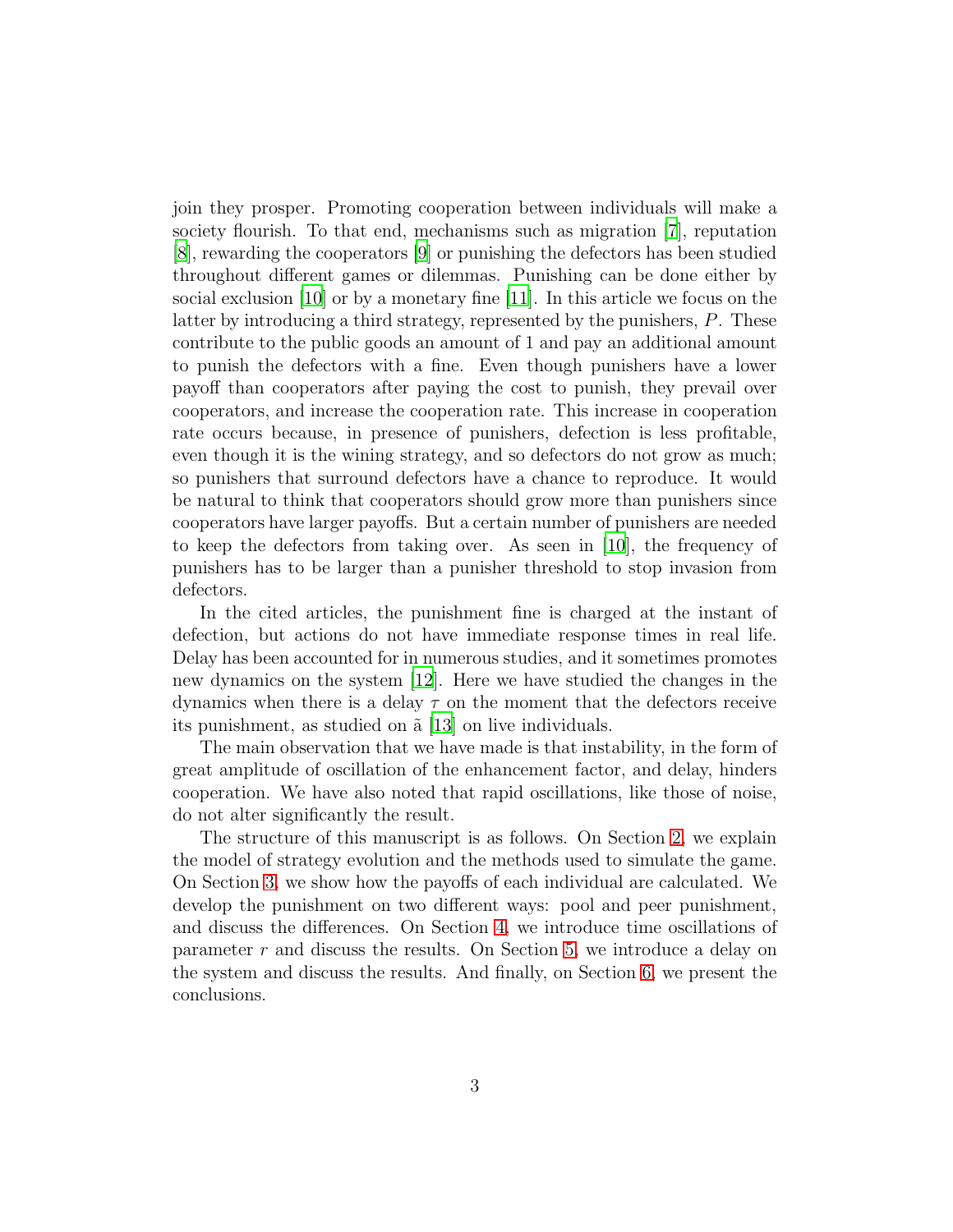join they prosper. Promoting cooperation between individuals will make a society flourish. To that end, mechanisms such as migration [7], reputation [8], rewarding the cooperators [9] or punishing the defectors has been studied throughout different games or dilemmas. Punishing can be done either by social exclusion [10] or by a monetary fine [11]. In this article we focus on the latter by introducing a third strategy, represented by the punishers, $P$. These contribute to the public goods an amount of 1 and pay an additional amount to punish the defectors with a fine. Even though punishers have a lower payoff than cooperators after paying the cost to punish, they prevail over cooperators, and increase the cooperation rate. This increase in cooperation rate occurs because, in presence of punishers, defection is less profitable, even though it is the wining strategy, and so defectors do not grow as much; so punishers that surround defectors have a chance to reproduce. It would be natural to think that cooperators should grow more than punishers since cooperators have larger payoffs. But a certain number of punishers are needed to keep the defectors from taking over. As seen in [10], the frequency of punishers has to be larger than a punisher threshold to stop invasion from defectors.

In the cited articles, the punishment fine is charged at the instant of defection, but actions do not have immediate response times in real life. Delay has been accounted for in numerous studies, and it sometimes promotes new dynamics on the system [12]. Here we have studied the changes in the dynamics when there is a delay $\tau$ on the moment that the defectors receive its punishment, as studied on ã [13] on live individuals.

The main observation that we have made is that instability, in the form of great amplitude of oscillation of the enhancement factor, and delay, hinders cooperation. We have also noted that rapid oscillations, like those of noise, do not alter significantly the result.

The structure of this manuscript is as follows. On Section 2, we explain the model of strategy evolution and the methods used to simulate the game. On Section 3, we show how the payoffs of each individual are calculated. We develop the punishment on two different ways: pool and peer punishment, and discuss the differences. On Section 4, we introduce time oscillations of parameter $r$ and discuss the results. On Section 5, we introduce a delay on the system and discuss the results. And finally, on Section 6, we present the conclusions.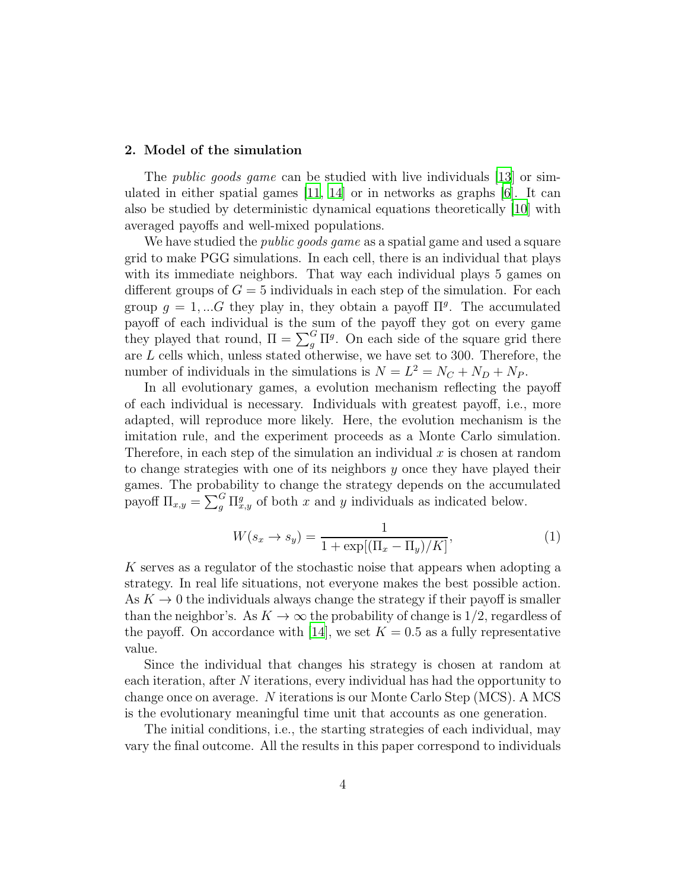## 2. Model of the simulation

The *public goods game* can be studied with live individuals [13] or simulated in either spatial games [11, 14] or in networks as graphs [6]. It can also be studied by deterministic dynamical equations theoretically [10] with averaged payoffs and well-mixed populations.

We have studied the *public goods game* as a spatial game and used a square grid to make PGG simulations. In each cell, there is an individual that plays with its immediate neighbors. That way each individual plays 5 games on different groups of $G = 5$ individuals in each step of the simulation. For each group $g = 1, ...G$ they play in, they obtain a payoff $\Pi^g$. The accumulated payoff of each individual is the sum of the payoff they got on every game they played that round, $\Pi = \sum_g^G \Pi^g$. On each side of the square grid there are $L$ cells which, unless stated otherwise, we have set to 300. Therefore, the number of individuals in the simulations is $N = L^2 = N_C + N_D + N_P$.

In all evolutionary games, a evolution mechanism reflecting the payoff of each individual is necessary. Individuals with greatest payoff, i.e., more adapted, will reproduce more likely. Here, the evolution mechanism is the imitation rule, and the experiment proceeds as a Monte Carlo simulation. Therefore, in each step of the simulation an individual $x$ is chosen at random to change strategies with one of its neighbors $y$ once they have played their games. The probability to change the strategy depends on the accumulated payoff $\Pi_{x,y} = \sum_g^G \Pi_{x,y}^g$ of both $x$ and $y$ individuals as indicated below.

$$W(s_x \rightarrow s_y) = \frac{1}{1 + \exp[(\Pi_x - \Pi_y)/K]}, \tag{1}$$

$K$ serves as a regulator of the stochastic noise that appears when adopting a strategy. In real life situations, not everyone makes the best possible action. As $K \rightarrow 0$ the individuals always change the strategy if their payoff is smaller than the neighbor's. As $K \rightarrow \infty$ the probability of change is $1/2$, regardless of the payoff. On accordance with [14], we set $K = 0.5$ as a fully representative value.

Since the individual that changes his strategy is chosen at random at each iteration, after $N$ iterations, every individual has had the opportunity to change once on average. $N$ iterations is our Monte Carlo Step (MCS). A MCS is the evolutionary meaningful time unit that accounts as one generation.

The initial conditions, i.e., the starting strategies of each individual, may vary the final outcome. All the results in this paper correspond to individuals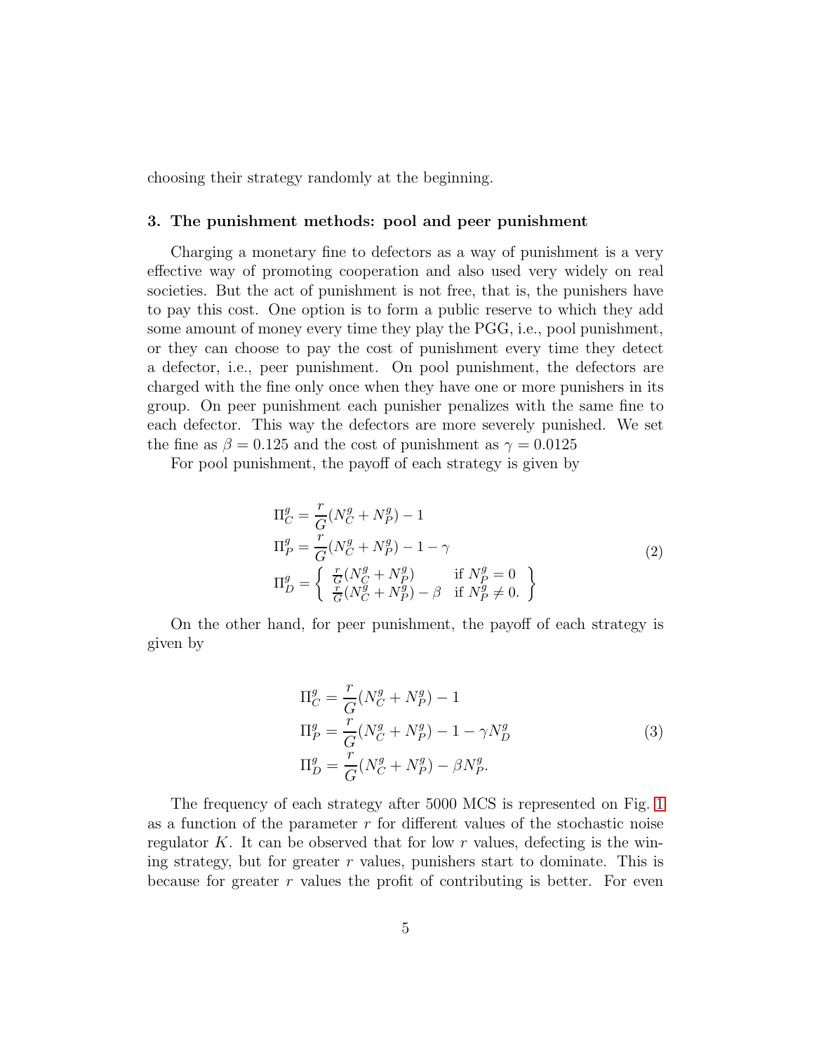choosing their strategy randomly at the beginning.

### 3. The punishment methods: pool and peer punishment

Charging a monetary fine to defectors as a way of punishment is a very effective way of promoting cooperation and also used very widely on real societies. But the act of punishment is not free, that is, the punishers have to pay this cost. One option is to form a public reserve to which they add some amount of money every time they play the PGG, i.e., pool punishment, or they can choose to pay the cost of punishment every time they detect a defector, i.e., peer punishment. On pool punishment, the defectors are charged with the fine only once when they have one or more punishers in its group. On peer punishment each punisher penalizes with the same fine to each defector. This way the defectors are more severely punished. We set the fine as $\beta = 0.125$ and the cost of punishment as $\gamma = 0.0125$

For pool punishment, the payoff of each strategy is given by

$$
\begin{aligned}
\Pi_C^g &= \frac{r}{G}(N_C^g + N_P^g) - 1 \\
\Pi_P^g &= \frac{r}{G}(N_C^g + N_P^g) - 1 - \gamma \\
\Pi_D^g &= \left\{ \begin{array}{ll} \frac{r}{G}(N_C^g + N_P^g) & \text{if } N_P^g = 0 \\ \frac{r}{G}(N_C^g + N_P^g) - \beta & \text{if } N_P^g \neq 0. \end{array} \right\}
\end{aligned}
\tag{2}
$$

On the other hand, for peer punishment, the payoff of each strategy is given by

$$
\begin{aligned}
\Pi_C^g &= \frac{r}{G}(N_C^g + N_P^g) - 1 \\
\Pi_P^g &= \frac{r}{G}(N_C^g + N_P^g) - 1 - \gamma N_D^g \\
\Pi_D^g &= \frac{r}{G}(N_C^g + N_P^g) - \beta N_P^g.
\end{aligned}
\tag{3}
$$

The frequency of each strategy after 5000 MCS is represented on Fig. 1 as a function of the parameter $r$ for different values of the stochastic noise regulator $K$. It can be observed that for low $r$ values, defecting is the winning strategy, but for greater $r$ values, punishers start to dominate. This is because for greater $r$ values the profit of contributing is better. For even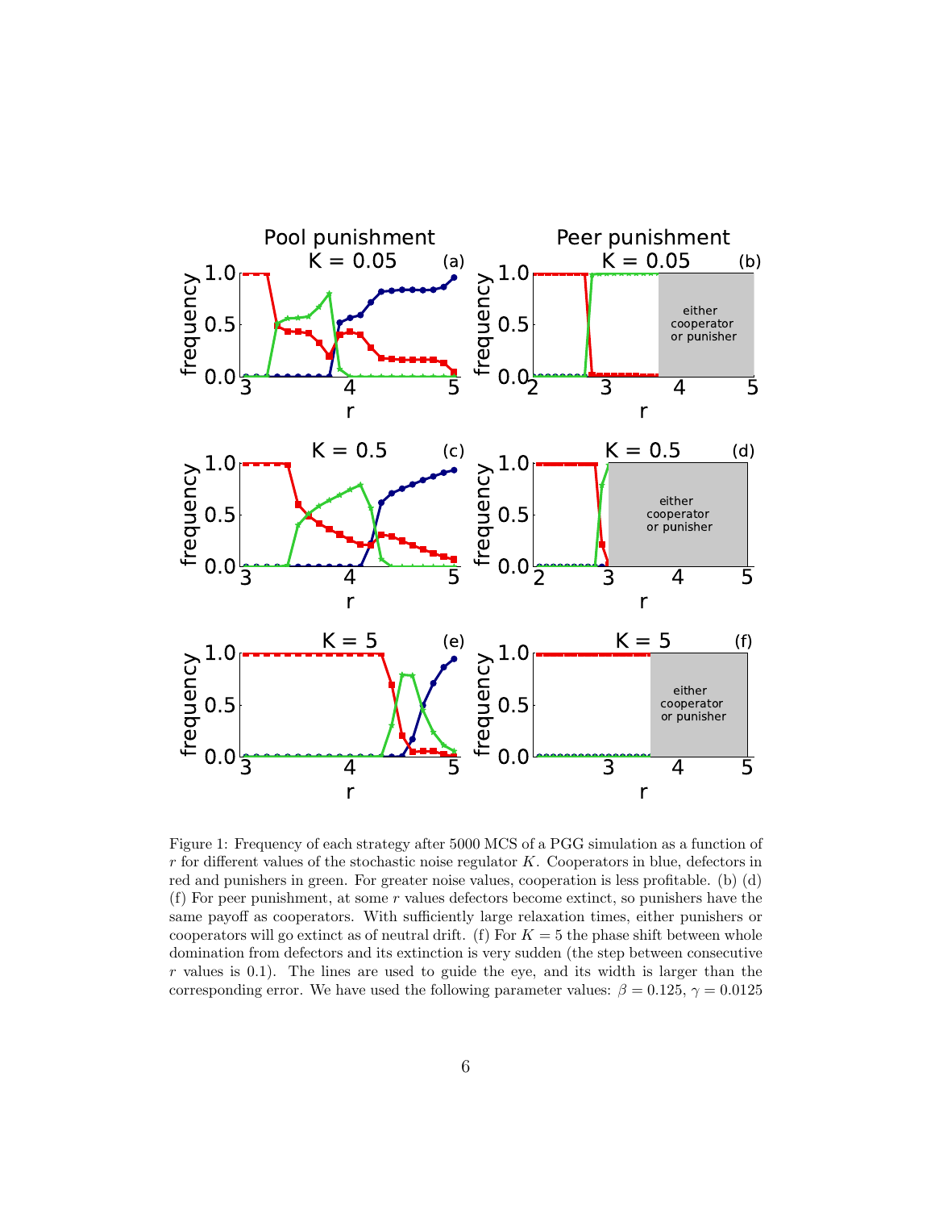Figure 1: Frequency of each strategy after 5000 MCS of a PGG simulation as a function of $r$ for different values of the stochastic noise regulator $K$. Cooperators in blue, defectors in red and punishers in green. For greater noise values, cooperation is less profitable. (b) (d) (f) For peer punishment, at some $r$ values defectors become extinct, so punishers have the same payoff as cooperators. With sufficiently large relaxation times, either punishers or cooperators will go extinct as of neutral drift. (f) For $K = 5$ the phase shift between whole domination from defectors and its extinction is very sudden (the step between consecutive $r$ values is 0.1). The lines are used to guide the eye, and its width is larger than the corresponding error. We have used the following parameter values: $\beta = 0.125$, $\gamma = 0.0125$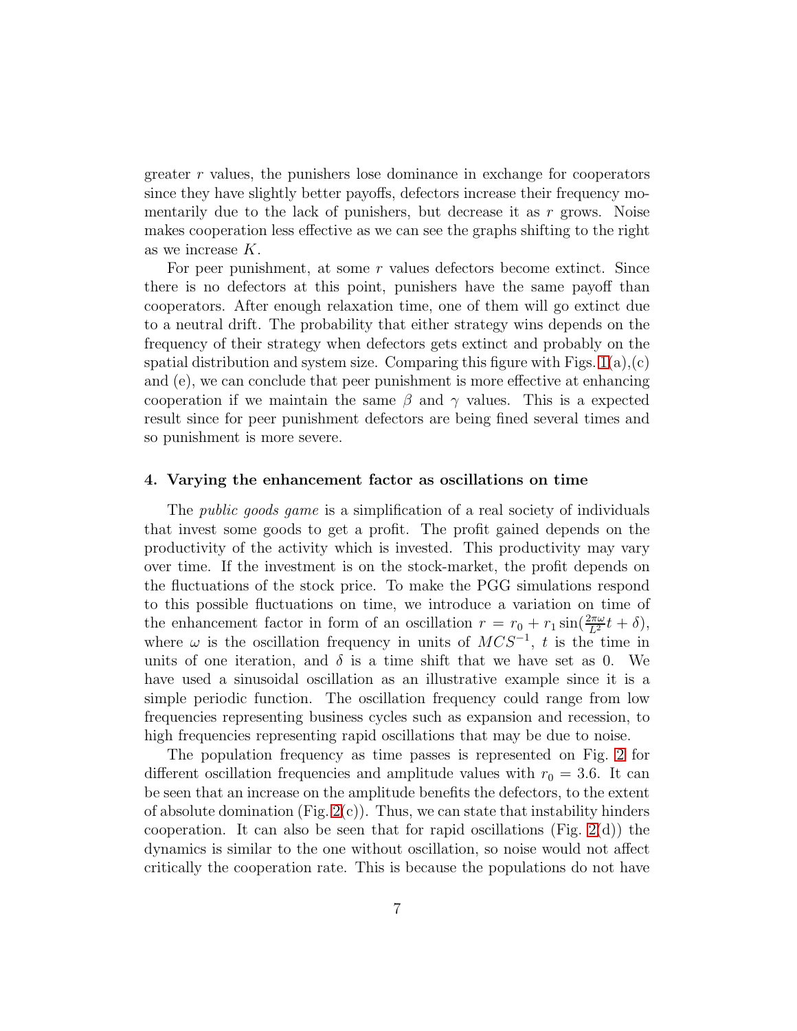greater $r$ values, the punishers lose dominance in exchange for cooperators since they have slightly better payoffs, defectors increase their frequency momentarily due to the lack of punishers, but decrease it as $r$ grows. Noise makes cooperation less effective as we can see the graphs shifting to the right as we increase $K$.

For peer punishment, at some $r$ values defectors become extinct. Since there is no defectors at this point, punishers have the same payoff than cooperators. After enough relaxation time, one of them will go extinct due to a neutral drift. The probability that either strategy wins depends on the frequency of their strategy when defectors gets extinct and probably on the spatial distribution and system size. Comparing this figure with Figs. 1(a),(c) and (e), we can conclude that peer punishment is more effective at enhancing cooperation if we maintain the same $\beta$ and $\gamma$ values. This is a expected result since for peer punishment defectors are being fined several times and so punishment is more severe.

### 4. Varying the enhancement factor as oscillations on time

The *public goods game* is a simplification of a real society of individuals that invest some goods to get a profit. The profit gained depends on the productivity of the activity which is invested. This productivity may vary over time. If the investment is on the stock-market, the profit depends on the fluctuations of the stock price. To make the PGG simulations respond to this possible fluctuations on time, we introduce a variation on time of the enhancement factor in form of an oscillation $r = r_0 + r_1 \sin(\frac{2\pi\omega}{L^2} t + \delta)$, where $\omega$ is the oscillation frequency in units of $MCS^{-1}$, $t$ is the time in units of one iteration, and $\delta$ is a time shift that we have set as 0. We have used a sinusoidal oscillation as an illustrative example since it is a simple periodic function. The oscillation frequency could range from low frequencies representing business cycles such as expansion and recession, to high frequencies representing rapid oscillations that may be due to noise.

The population frequency as time passes is represented on Fig. 2 for different oscillation frequencies and amplitude values with $r_0 = 3.6$. It can be seen that an increase on the amplitude benefits the defectors, to the extent of absolute domination (Fig. 2(c)). Thus, we can state that instability hinders cooperation. It can also be seen that for rapid oscillations (Fig. 2(d)) the dynamics is similar to the one without oscillation, so noise would not affect critically the cooperation rate. This is because the populations do not have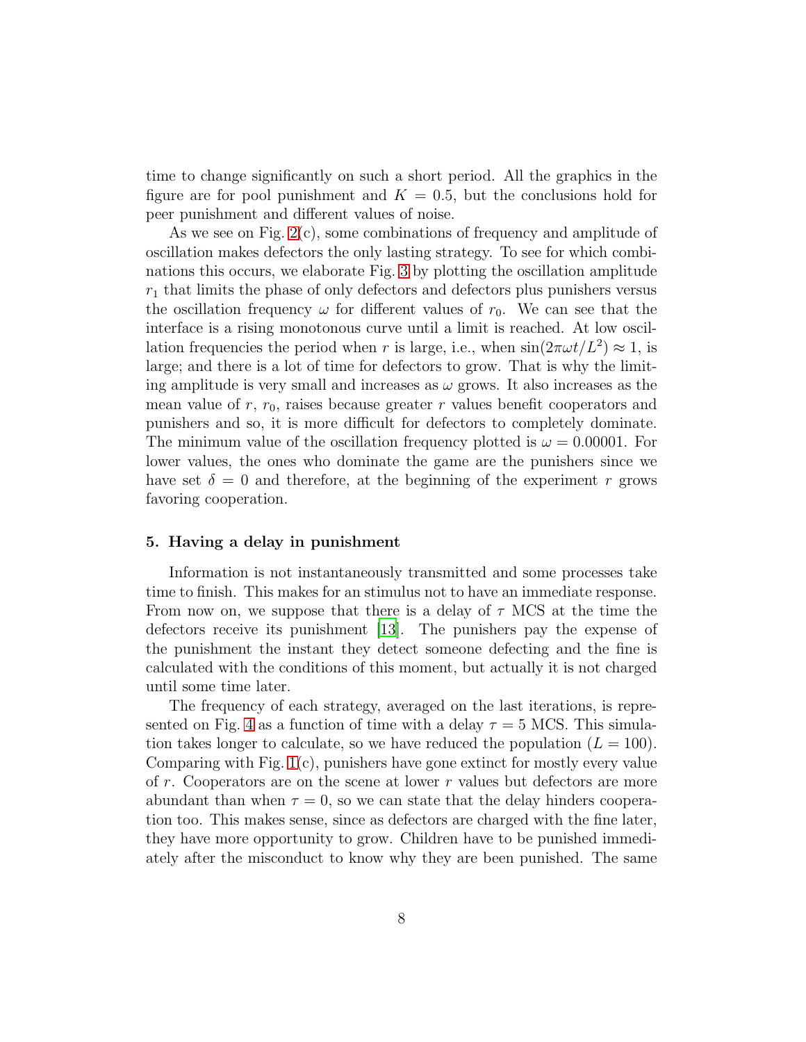time to change significantly on such a short period. All the graphics in the figure are for pool punishment and $K = 0.5$, but the conclusions hold for peer punishment and different values of noise.

As we see on Fig. 2(c), some combinations of frequency and amplitude of oscillation makes defectors the only lasting strategy. To see for which combinations this occurs, we elaborate Fig. 3 by plotting the oscillation amplitude $r_1$ that limits the phase of only defectors and defectors plus punishers versus the oscillation frequency $\omega$ for different values of $r_0$. We can see that the interface is a rising monotonous curve until a limit is reached. At low oscillation frequencies the period when $r$ is large, i.e., when $\sin(2\pi\omega t/L^2) \approx 1$, is large; and there is a lot of time for defectors to grow. That is why the limiting amplitude is very small and increases as $\omega$ grows. It also increases as the mean value of $r$, $r_0$, raises because greater $r$ values benefit cooperators and punishers and so, it is more difficult for defectors to completely dominate. The minimum value of the oscillation frequency plotted is $\omega = 0.00001$. For lower values, the ones who dominate the game are the punishers since we have set $\delta = 0$ and therefore, at the beginning of the experiment $r$ grows favoring cooperation.

## 5. Having a delay in punishment

Information is not instantaneously transmitted and some processes take time to finish. This makes for an stimulus not to have an immediate response. From now on, we suppose that there is a delay of $\tau$ MCS at the time the defectors receive its punishment [13]. The punishers pay the expense of the punishment the instant they detect someone defecting and the fine is calculated with the conditions of this moment, but actually it is not charged until some time later.

The frequency of each strategy, averaged on the last iterations, is represented on Fig. 4 as a function of time with a delay $\tau = 5$ MCS. This simulation takes longer to calculate, so we have reduced the population ($L = 100$). Comparing with Fig. 1(c), punishers have gone extinct for mostly every value of $r$. Cooperators are on the scene at lower $r$ values but defectors are more abundant than when $\tau = 0$, so we can state that the delay hinders cooperation too. This makes sense, since as defectors are charged with the fine later, they have more opportunity to grow. Children have to be punished immediately after the misconduct to know why they are been punished. The same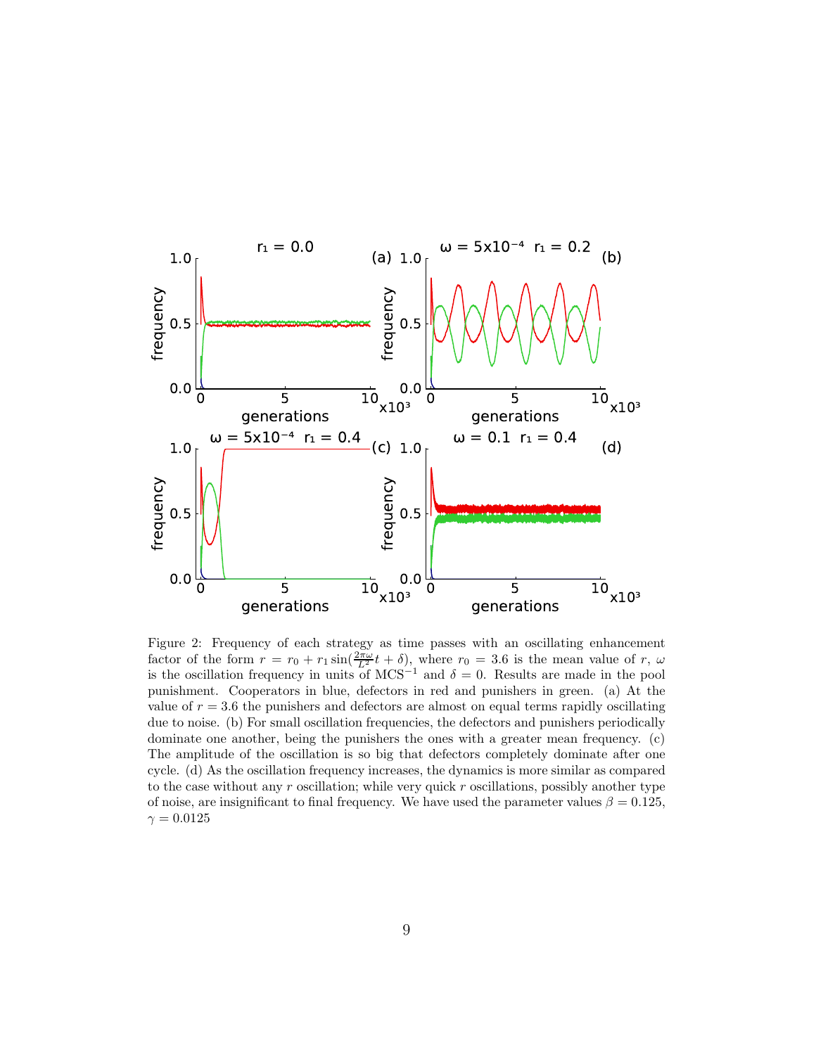Figure 2: Frequency of each strategy as time passes with an oscillating enhancement factor of the form $r = r_0 + r_1 \sin(\frac{2\pi\omega}{L^2} t + \delta)$, where $r_0 = 3.6$ is the mean value of $r$, $\omega$ is the oscillation frequency in units of $\text{MCS}^{-1}$ and $\delta = 0$. Results are made in the pool punishment. Cooperators in blue, defectors in red and punishers in green. (a) At the value of $r = 3.6$ the punishers and defectors are almost on equal terms rapidly oscillating due to noise. (b) For small oscillation frequencies, the defectors and punishers periodically dominate one another, being the punishers the ones with a greater mean frequency. (c) The amplitude of the oscillation is so big that defectors completely dominate after one cycle. (d) As the oscillation frequency increases, the dynamics is more similar as compared to the case without any $r$ oscillation; while very quick $r$ oscillations, possibly another type of noise, are insignificant to final frequency. We have used the parameter values $\beta = 0.125$, $\gamma = 0.0125$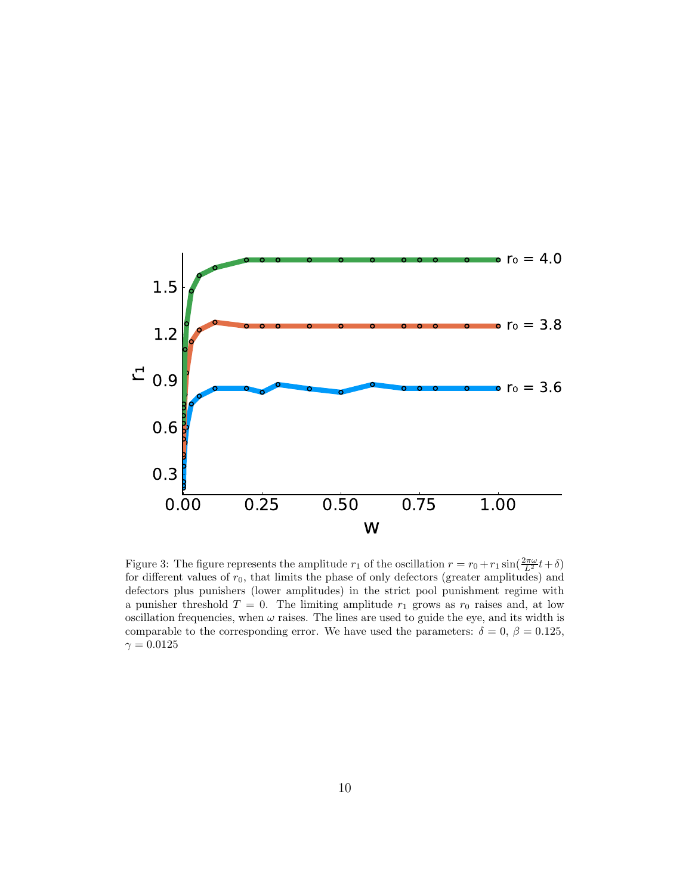Figure 3: The figure represents the amplitude $r_1$ of the oscillation $r = r_0 + r_1 \sin(\frac{2\pi\omega}{L^2}t + \delta)$ for different values of $r_0$, that limits the phase of only defectors (greater amplitudes) and defectors plus punishers (lower amplitudes) in the strict pool punishment regime with a punisher threshold $T = 0$. The limiting amplitude $r_1$ grows as $r_0$ raises and, at low oscillation frequencies, when $\omega$ raises. The lines are used to guide the eye, and its width is comparable to the corresponding error. We have used the parameters: $\delta = 0$, $\beta = 0.125$, $\gamma = 0.0125$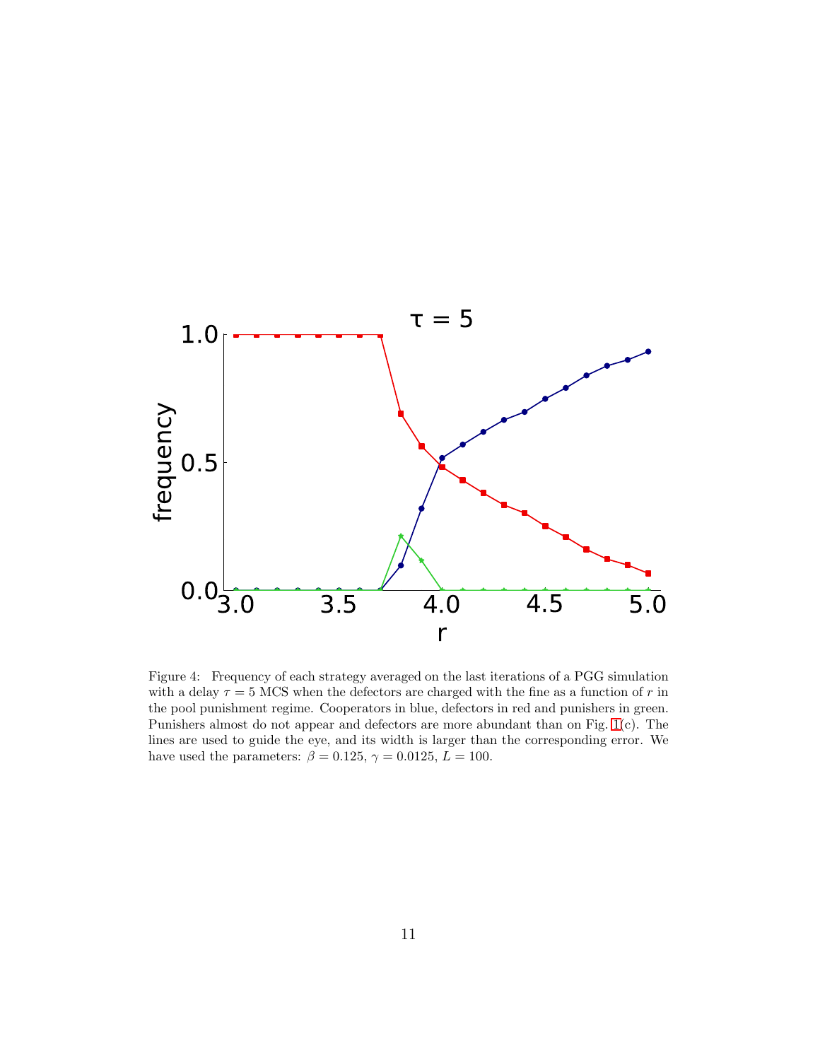Figure 4: Frequency of each strategy averaged on the last iterations of a PGG simulation with a delay $\tau = 5$ MCS when the defectors are charged with the fine as a function of $r$ in the pool punishment regime. Cooperators in blue, defectors in red and punishers in green. Punishers almost do not appear and defectors are more abundant than on Fig. 1(c). The lines are used to guide the eye, and its width is larger than the corresponding error. We have used the parameters: $\beta = 0.125$, $\gamma = 0.0125$, $L = 100$.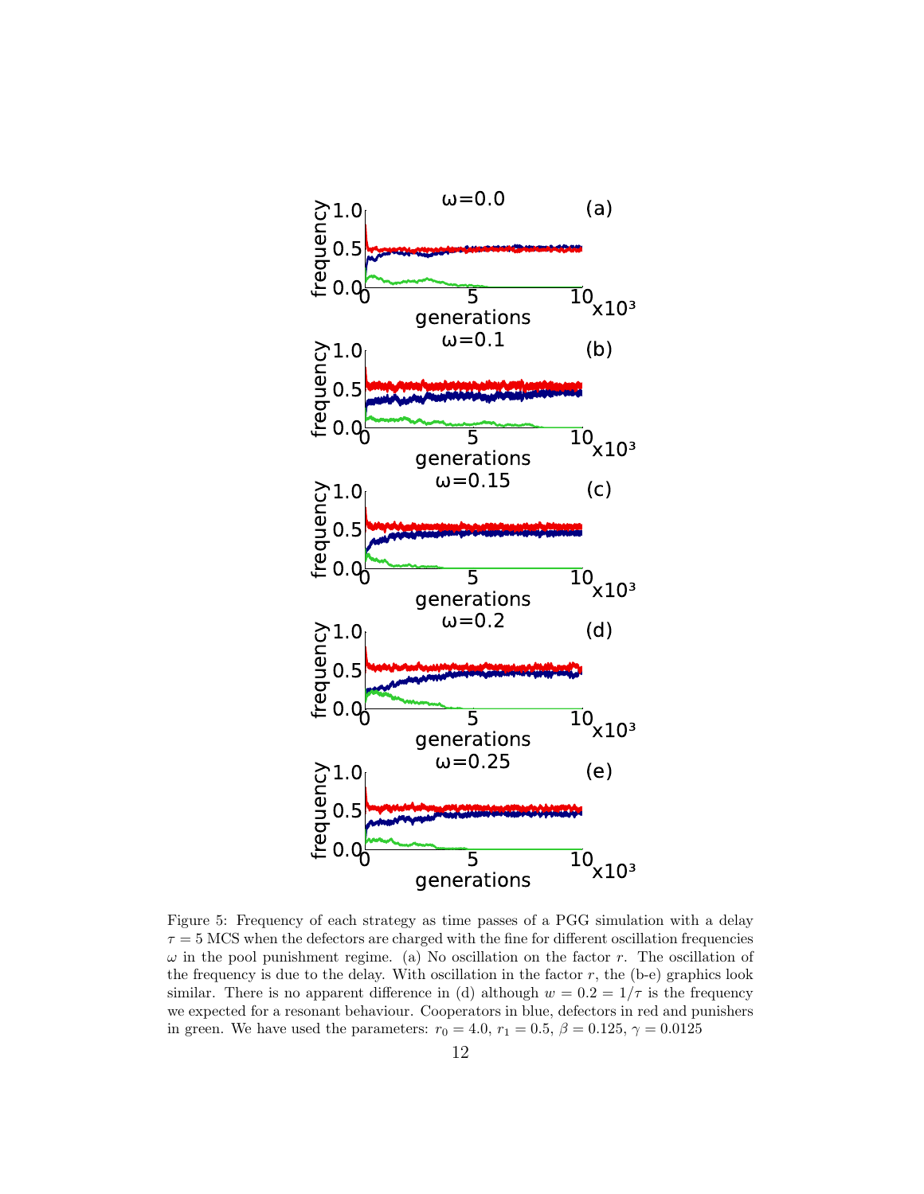Figure 5: Frequency of each strategy as time passes of a PGG simulation with a delay $\tau = 5$ MCS when the defectors are charged with the fine for different oscillation frequencies $\omega$ in the pool punishment regime. (a) No oscillation on the factor $r$. The oscillation of the frequency is due to the delay. With oscillation in the factor $r$, the (b-e) graphics look similar. There is no apparent difference in (d) although $w = 0.2 = 1/\tau$ is the frequency we expected for a resonant behaviour. Cooperators in blue, defectors in red and punishers in green. We have used the parameters: $r_0 = 4.0$, $r_1 = 0.5$, $\beta = 0.125$, $\gamma = 0.0125$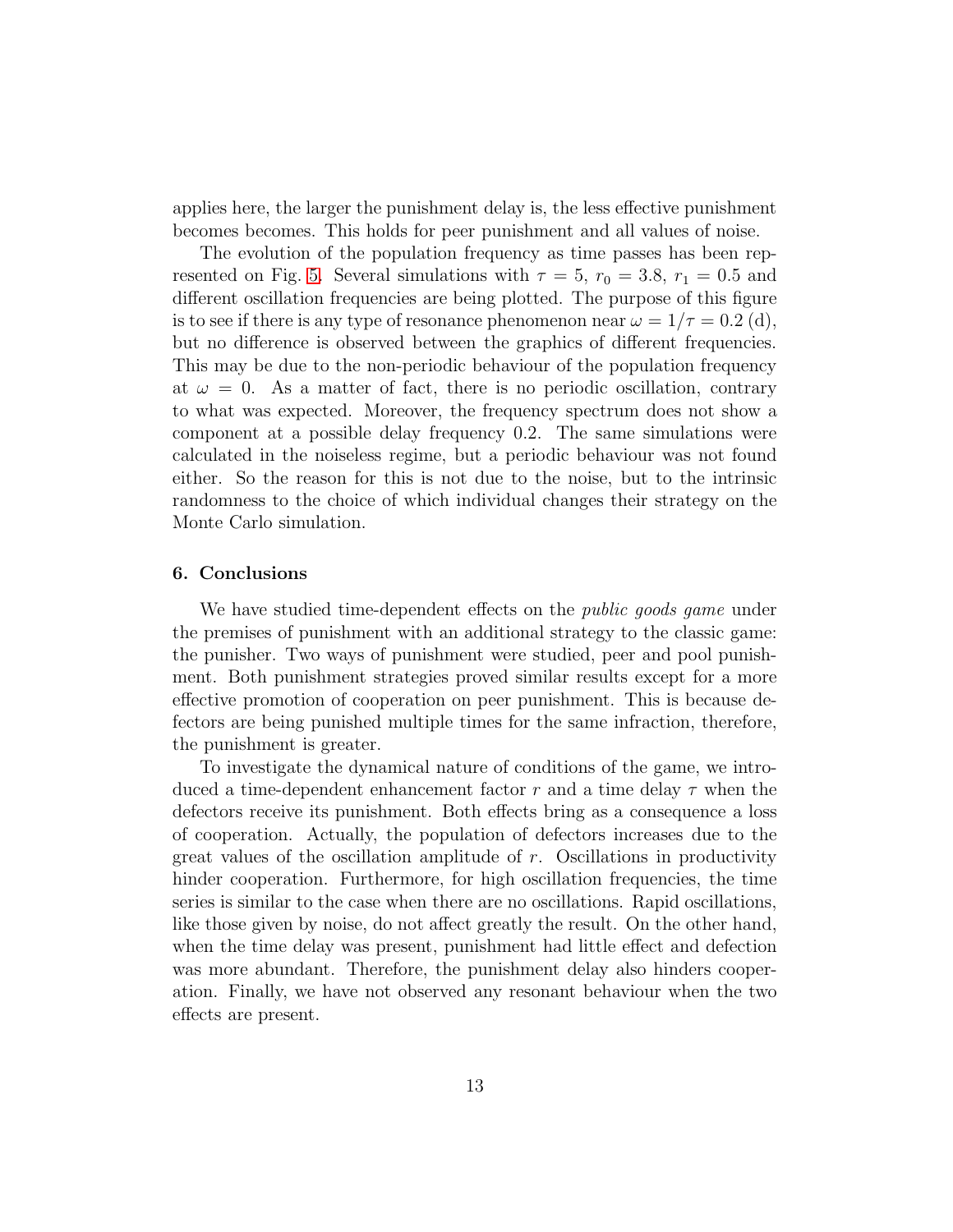applies here, the larger the punishment delay is, the less effective punishment becomes becomes. This holds for peer punishment and all values of noise.

The evolution of the population frequency as time passes has been represented on Fig. 5. Several simulations with $\tau = 5$, $r_0 = 3.8$, $r_1 = 0.5$ and different oscillation frequencies are being plotted. The purpose of this figure is to see if there is any type of resonance phenomenon near $\omega = 1/\tau = 0.2$ (d), but no difference is observed between the graphics of different frequencies. This may be due to the non-periodic behaviour of the population frequency at $\omega = 0$. As a matter of fact, there is no periodic oscillation, contrary to what was expected. Moreover, the frequency spectrum does not show a component at a possible delay frequency 0.2. The same simulations were calculated in the noiseless regime, but a periodic behaviour was not found either. So the reason for this is not due to the noise, but to the intrinsic randomness to the choice of which individual changes their strategy on the Monte Carlo simulation.

## 6. Conclusions

We have studied time-dependent effects on the *public goods game* under the premises of punishment with an additional strategy to the classic game: the punisher. Two ways of punishment were studied, peer and pool punishment. Both punishment strategies proved similar results except for a more effective promotion of cooperation on peer punishment. This is because defectors are being punished multiple times for the same infraction, therefore, the punishment is greater.

To investigate the dynamical nature of conditions of the game, we introduced a time-dependent enhancement factor $r$ and a time delay $\tau$ when the defectors receive its punishment. Both effects bring as a consequence a loss of cooperation. Actually, the population of defectors increases due to the great values of the oscillation amplitude of $r$. Oscillations in productivity hinder cooperation. Furthermore, for high oscillation frequencies, the time series is similar to the case when there are no oscillations. Rapid oscillations, like those given by noise, do not affect greatly the result. On the other hand, when the time delay was present, punishment had little effect and defection was more abundant. Therefore, the punishment delay also hinders cooperation. Finally, we have not observed any resonant behaviour when the two effects are present.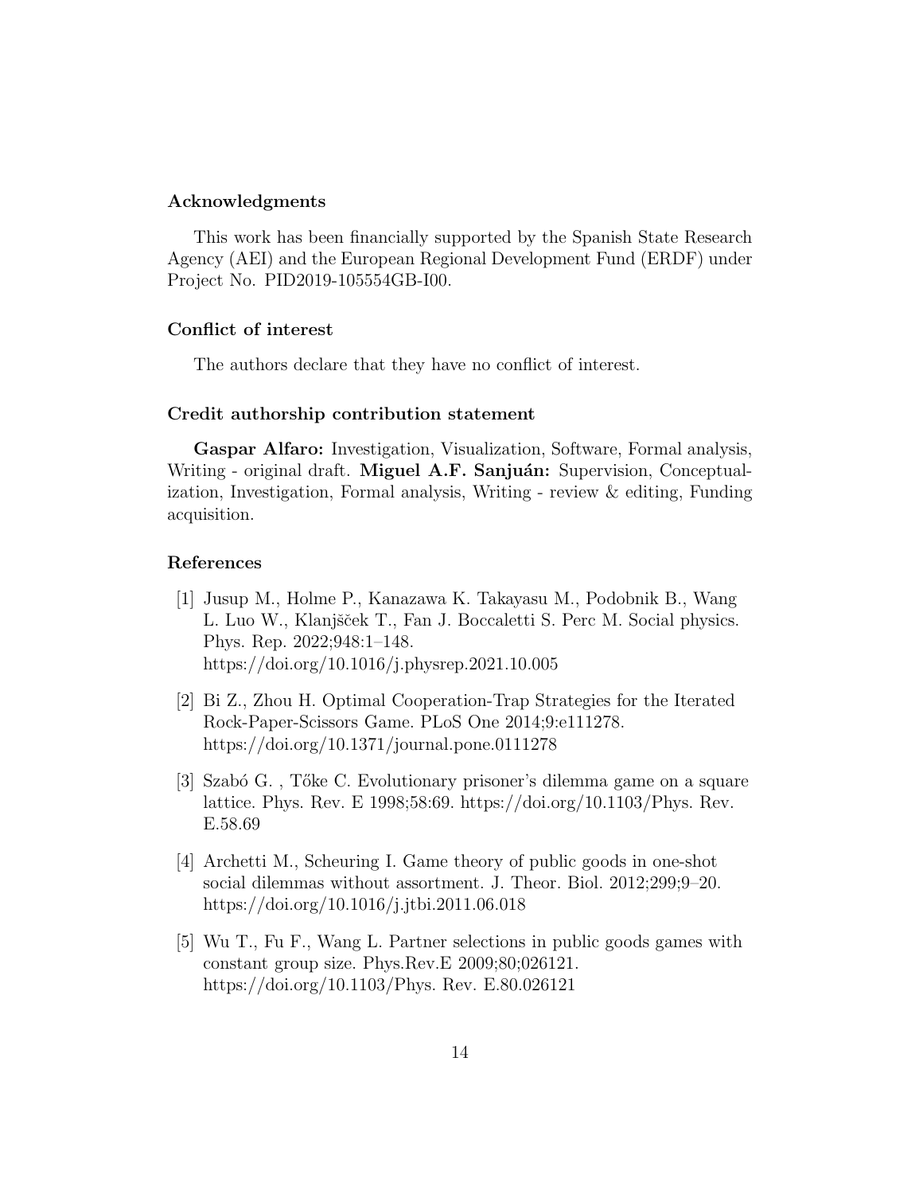## Acknowledgments

This work has been financially supported by the Spanish State Research Agency (AEI) and the European Regional Development Fund (ERDF) under Project No. PID2019-105554GB-I00.

## Conflict of interest

The authors declare that they have no conflict of interest.

## Credit authorship contribution statement

**Gaspar Alfaro:** Investigation, Visualization, Software, Formal analysis, Writing - original draft. **Miguel A.F. Sanjuán:** Supervision, Conceptualization, Investigation, Formal analysis, Writing - review & editing, Funding acquisition.

## References

[1] Jusup M., Holme P., Kanazawa K. Takayasu M., Podobnik B., Wang L. Luo W., Klanjšček T., Fan J. Boccaletti S. Perc M. Social physics. Phys. Rep. 2022;948:1–148. https://doi.org/10.1016/j.physrep.2021.10.005

[2] Bi Z., Zhou H. Optimal Cooperation-Trap Strategies for the Iterated Rock-Paper-Scissors Game. PLoS One 2014;9:e111278. https://doi.org/10.1371/journal.pone.0111278

[3] Szabó G. , Tőke C. Evolutionary prisoner's dilemma game on a square lattice. Phys. Rev. E 1998;58:69. https://doi.org/10.1103/Phys. Rev. E.58.69

[4] Archetti M., Scheuring I. Game theory of public goods in one-shot social dilemmas without assortment. J. Theor. Biol. 2012;299;9–20. https://doi.org/10.1016/j.jtbi.2011.06.018

[5] Wu T., Fu F., Wang L. Partner selections in public goods games with constant group size. Phys.Rev.E 2009;80;026121. https://doi.org/10.1103/Phys. Rev. E.80.026121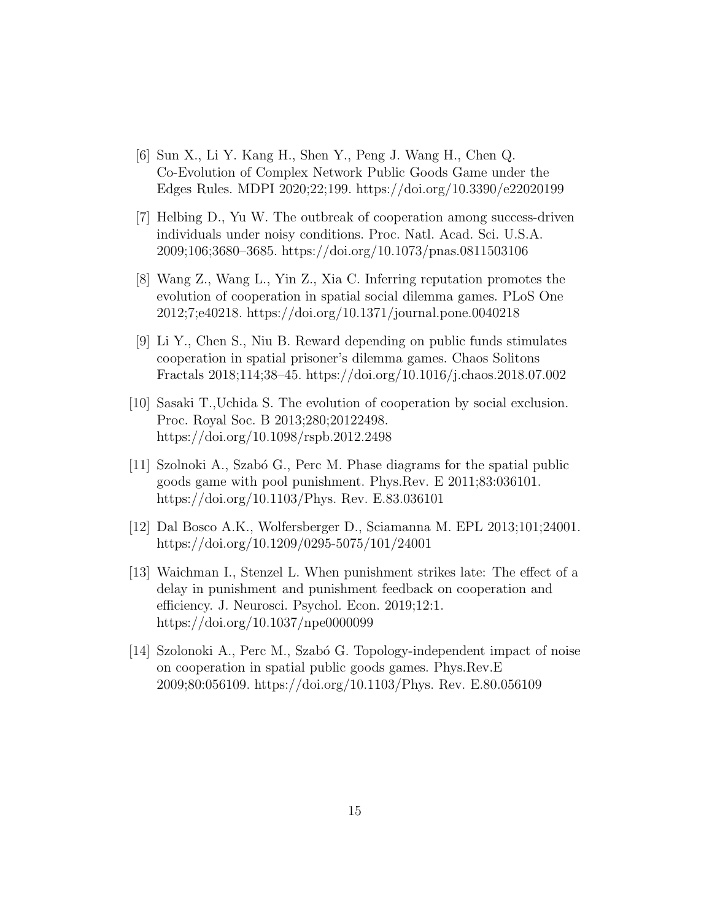[6] Sun X., Li Y. Kang H., Shen Y., Peng J. Wang H., Chen Q. Co-Evolution of Complex Network Public Goods Game under the Edges Rules. MDPI 2020;22;199. https://doi.org/10.3390/e22020199

[7] Helbing D., Yu W. The outbreak of cooperation among success-driven individuals under noisy conditions. Proc. Natl. Acad. Sci. U.S.A. 2009;106;3680–3685. https://doi.org/10.1073/pnas.0811503106

[8] Wang Z., Wang L., Yin Z., Xia C. Inferring reputation promotes the evolution of cooperation in spatial social dilemma games. PLoS One 2012;7;e40218. https://doi.org/10.1371/journal.pone.0040218

[9] Li Y., Chen S., Niu B. Reward depending on public funds stimulates cooperation in spatial prisoner's dilemma games. Chaos Solitons Fractals 2018;114;38–45. https://doi.org/10.1016/j.chaos.2018.07.002

[10] Sasaki T.,Uchida S. The evolution of cooperation by social exclusion. Proc. Royal Soc. B 2013;280;20122498. https://doi.org/10.1098/rspb.2012.2498

[11] Szolnoki A., Szabó G., Perc M. Phase diagrams for the spatial public goods game with pool punishment. Phys.Rev. E 2011;83:036101. https://doi.org/10.1103/Phys. Rev. E.83.036101

[12] Dal Bosco A.K., Wolfersberger D., Sciamanna M. EPL 2013;101;24001. https://doi.org/10.1209/0295-5075/101/24001

[13] Waichman I., Stenzel L. When punishment strikes late: The effect of a delay in punishment and punishment feedback on cooperation and efficiency. J. Neurosci. Psychol. Econ. 2019;12:1. https://doi.org/10.1037/npe0000099

[14] Szolonoki A., Perc M., Szabó G. Topology-independent impact of noise on cooperation in spatial public goods games. Phys.Rev.E 2009;80:056109. https://doi.org/10.1103/Phys. Rev. E.80.056109